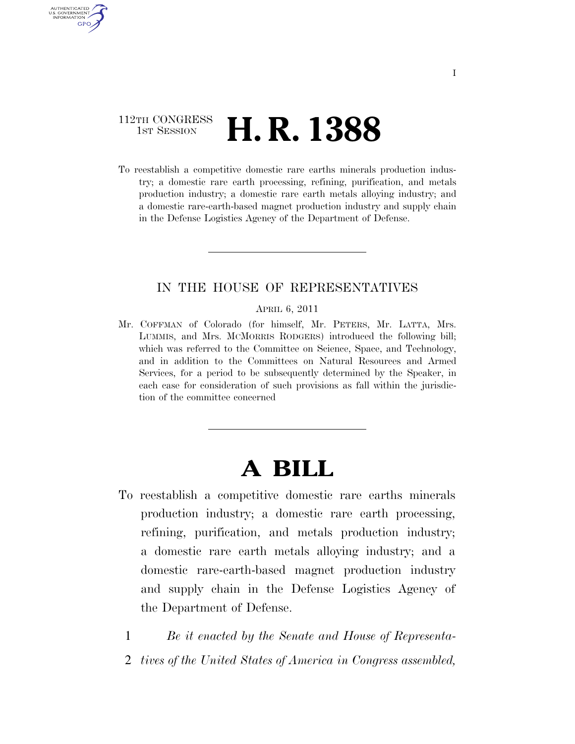112TH CONGRESS
1ST SESSION

# H. R. 1388

To reestablish a competitive domestic rare earths minerals production industry; a domestic rare earth processing, refining, purification, and metals production industry; a domestic rare earth metals alloying industry; and a domestic rare-earth-based magnet production industry and supply chain in the Defense Logistics Agency of the Department of Defense.

---

IN THE HOUSE OF REPRESENTATIVES

APRIL 6, 2011

Mr. COFFMAN of Colorado (for himself, Mr. PETERS, Mr. LATTA, Mrs. LUMMIS, and Mrs. MCMORRIS RODGERS) introduced the following bill; which was referred to the Committee on Science, Space, and Technology, and in addition to the Committees on Natural Resources and Armed Services, for a period to be subsequently determined by the Speaker, in each case for consideration of such provisions as fall within the jurisdiction of the committee concerned

---

# A BILL

To reestablish a competitive domestic rare earths minerals production industry; a domestic rare earth processing, refining, purification, and metals production industry; a domestic rare earth metals alloying industry; and a domestic rare-earth-based magnet production industry and supply chain in the Defense Logistics Agency of the Department of Defense.

1 *Be it enacted by the Senate and House of Representa-*
2 *tives of the United States of America in Congress assembled,*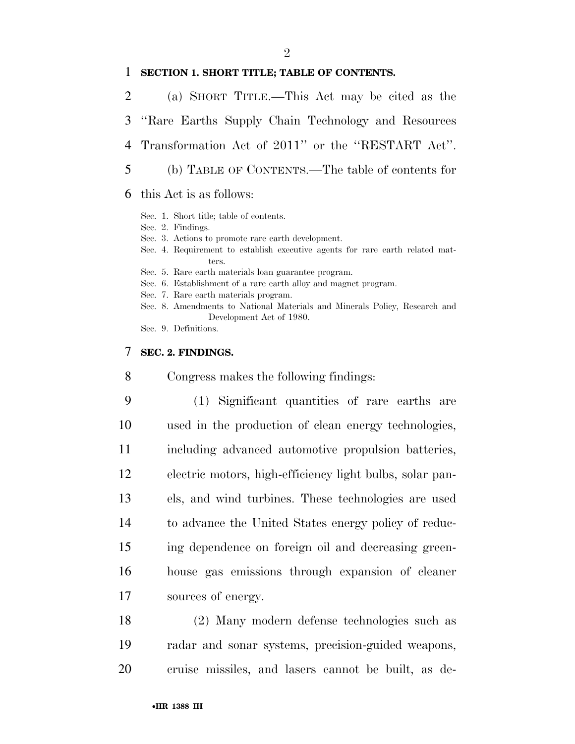**SECTION 1. SHORT TITLE; TABLE OF CONTENTS.**

(a) SHORT TITLE.—This Act may be cited as the ''Rare Earths Supply Chain Technology and Resources Transformation Act of 2011'' or the ''RESTART Act''.

(b) TABLE OF CONTENTS.—The table of contents for this Act is as follows:

Sec. 1. Short title; table of contents.
Sec. 2. Findings.
Sec. 3. Actions to promote rare earth development.
Sec. 4. Requirement to establish executive agents for rare earth related matters.
Sec. 5. Rare earth materials loan guarantee program.
Sec. 6. Establishment of a rare earth alloy and magnet program.
Sec. 7. Rare earth materials program.
Sec. 8. Amendments to National Materials and Minerals Policy, Research and Development Act of 1980.
Sec. 9. Definitions.

**SEC. 2. FINDINGS.**

Congress makes the following findings:

(1) Significant quantities of rare earths are used in the production of clean energy technologies, including advanced automotive propulsion batteries, electric motors, high-efficiency light bulbs, solar panels, and wind turbines. These technologies are used to advance the United States energy policy of reducing dependence on foreign oil and decreasing greenhouse gas emissions through expansion of cleaner sources of energy.

(2) Many modern defense technologies such as radar and sonar systems, precision-guided weapons, cruise missiles, and lasers cannot be built, as de-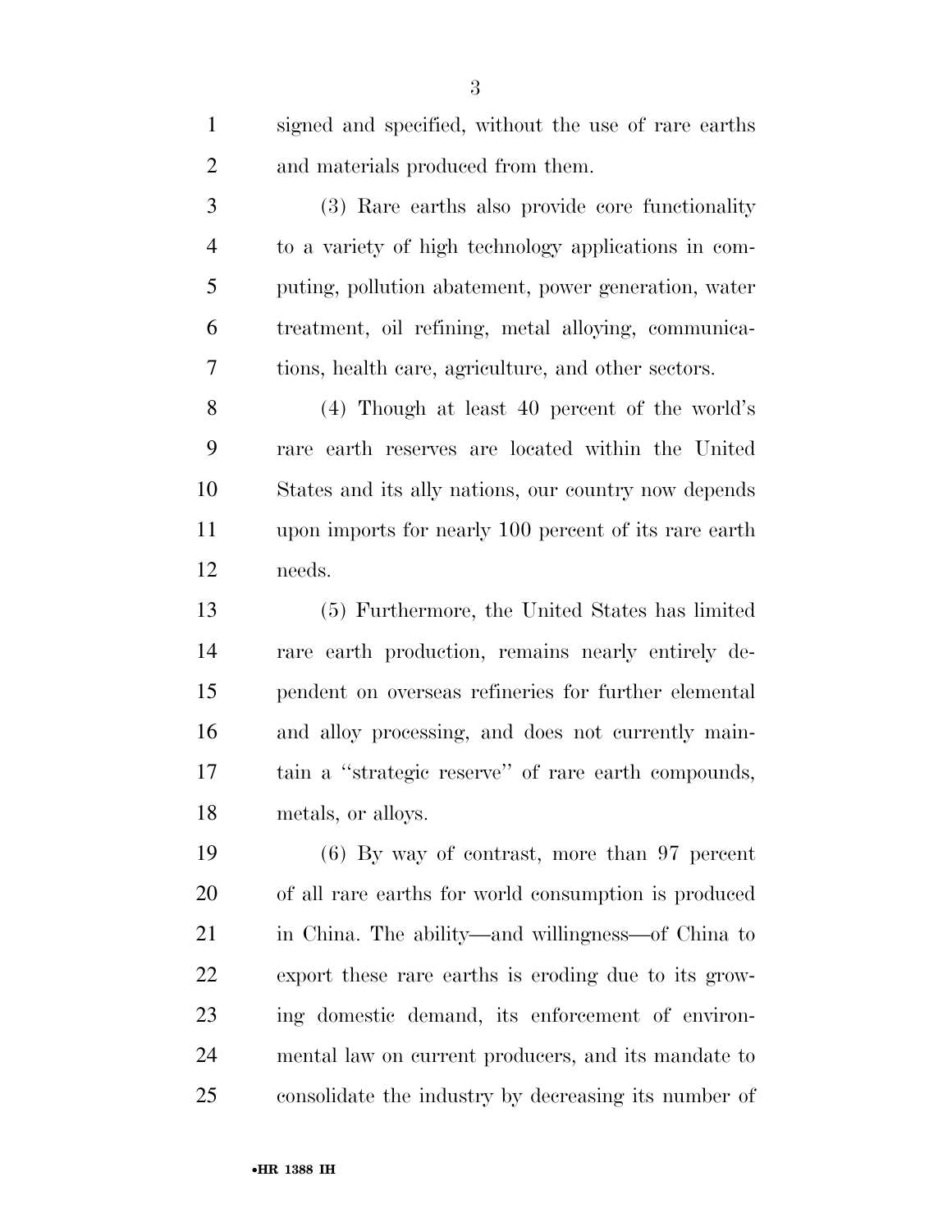signed and specified, without the use of rare earths and materials produced from them.

(3) Rare earths also provide core functionality to a variety of high technology applications in computing, pollution abatement, power generation, water treatment, oil refining, metal alloying, communications, health care, agriculture, and other sectors.

(4) Though at least 40 percent of the world's rare earth reserves are located within the United States and its ally nations, our country now depends upon imports for nearly 100 percent of its rare earth needs.

(5) Furthermore, the United States has limited rare earth production, remains nearly entirely dependent on overseas refineries for further elemental and alloy processing, and does not currently maintain a ''strategic reserve'' of rare earth compounds, metals, or alloys.

(6) By way of contrast, more than 97 percent of all rare earths for world consumption is produced in China. The ability—and willingness—of China to export these rare earths is eroding due to its growing domestic demand, its enforcement of environmental law on current producers, and its mandate to consolidate the industry by decreasing its number of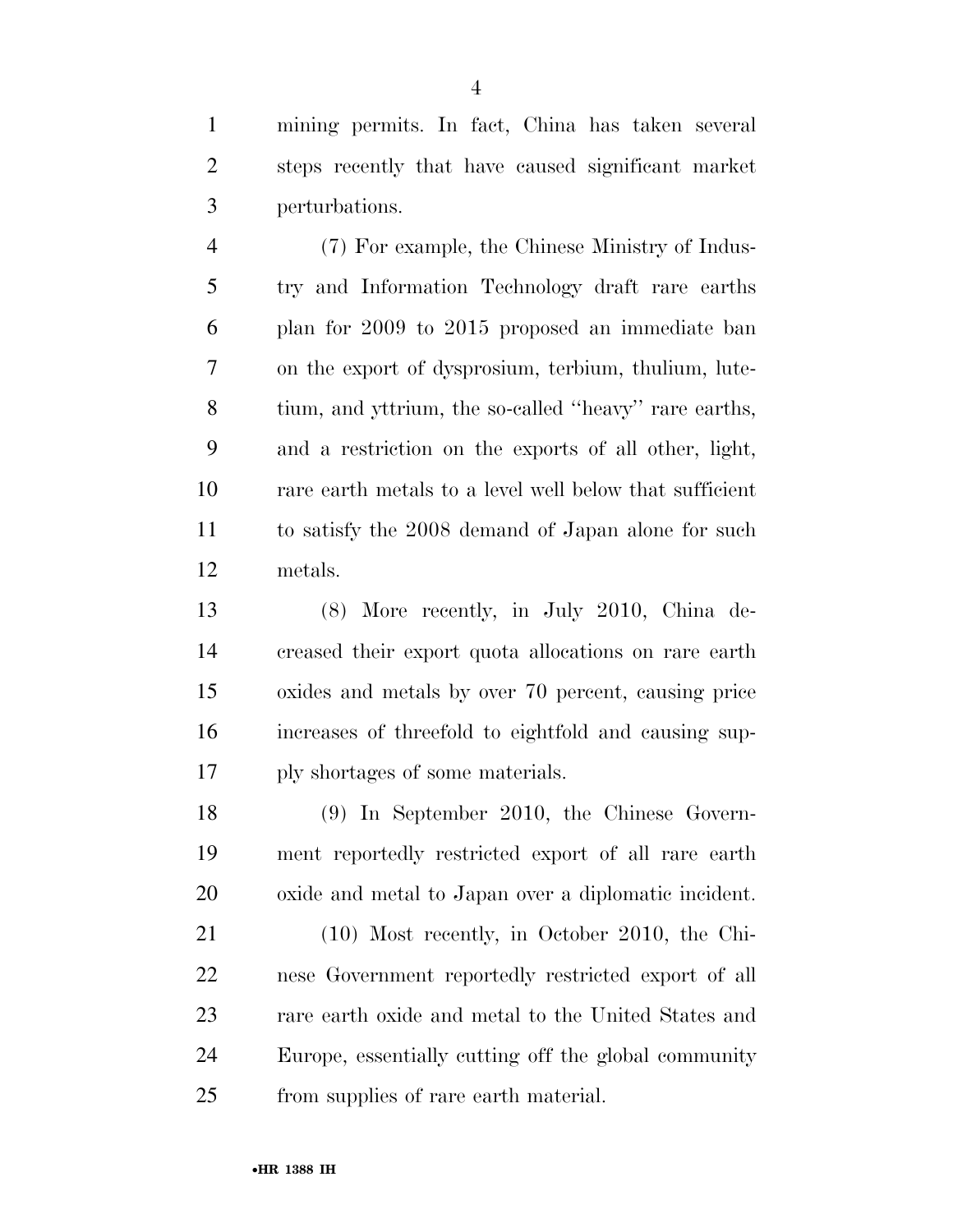mining permits. In fact, China has taken several steps recently that have caused significant market perturbations.

(7) For example, the Chinese Ministry of Industry and Information Technology draft rare earths plan for 2009 to 2015 proposed an immediate ban on the export of dysprosium, terbium, thulium, lutetium, and yttrium, the so-called "heavy" rare earths, and a restriction on the exports of all other, light, rare earth metals to a level well below that sufficient to satisfy the 2008 demand of Japan alone for such metals.

(8) More recently, in July 2010, China decreased their export quota allocations on rare earth oxides and metals by over 70 percent, causing price increases of threefold to eightfold and causing supply shortages of some materials.

(9) In September 2010, the Chinese Government reportedly restricted export of all rare earth oxide and metal to Japan over a diplomatic incident.

(10) Most recently, in October 2010, the Chinese Government reportedly restricted export of all rare earth oxide and metal to the United States and Europe, essentially cutting off the global community from supplies of rare earth material.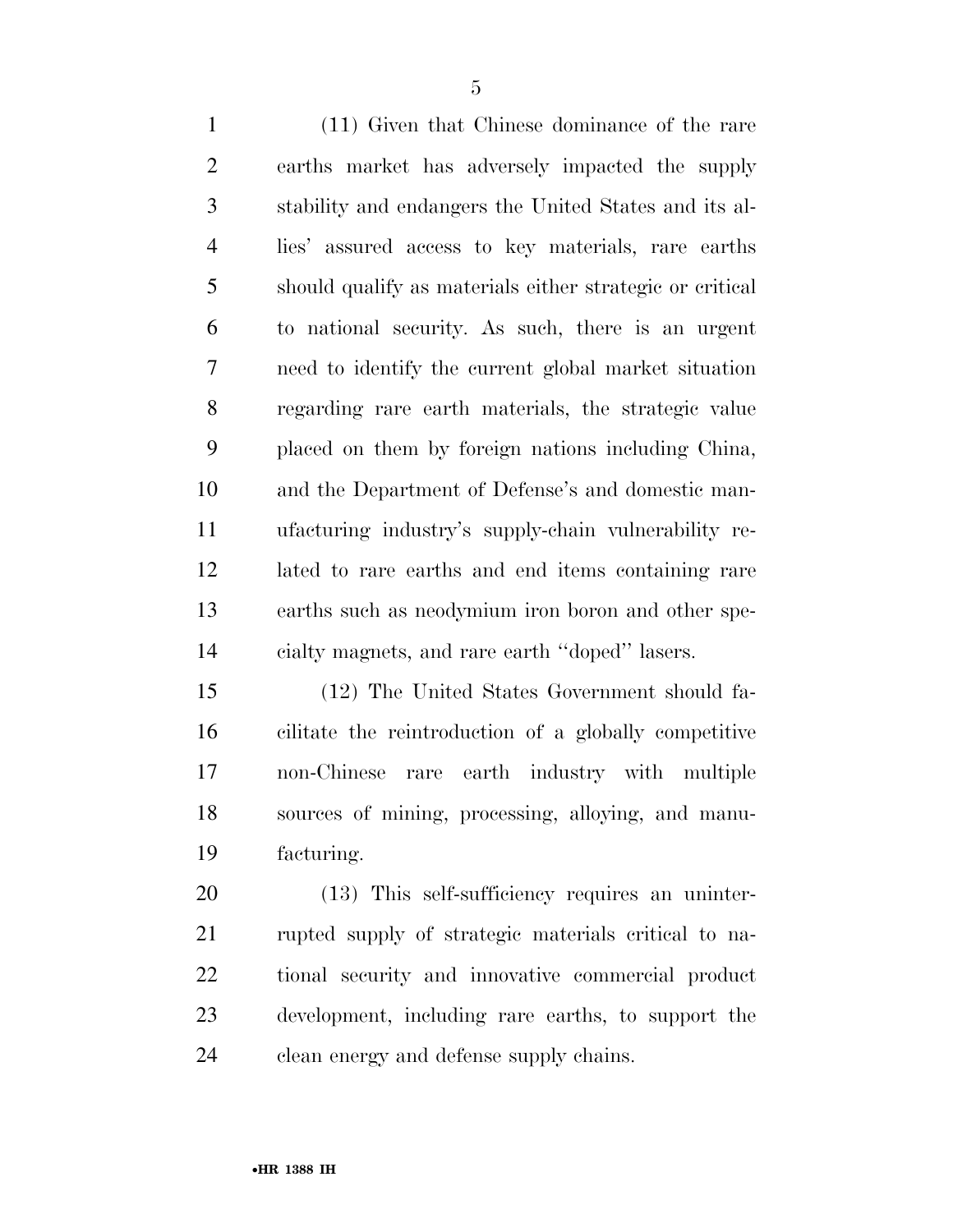(11) Given that Chinese dominance of the rare earths market has adversely impacted the supply stability and endangers the United States and its allies' assured access to key materials, rare earths should qualify as materials either strategic or critical to national security. As such, there is an urgent need to identify the current global market situation regarding rare earth materials, the strategic value placed on them by foreign nations including China, and the Department of Defense's and domestic manufacturing industry's supply-chain vulnerability related to rare earths and end items containing rare earths such as neodymium iron boron and other specialty magnets, and rare earth ''doped'' lasers.

(12) The United States Government should facilitate the reintroduction of a globally competitive non-Chinese rare earth industry with multiple sources of mining, processing, alloying, and manufacturing.

(13) This self-sufficiency requires an uninterrupted supply of strategic materials critical to national security and innovative commercial product development, including rare earths, to support the clean energy and defense supply chains.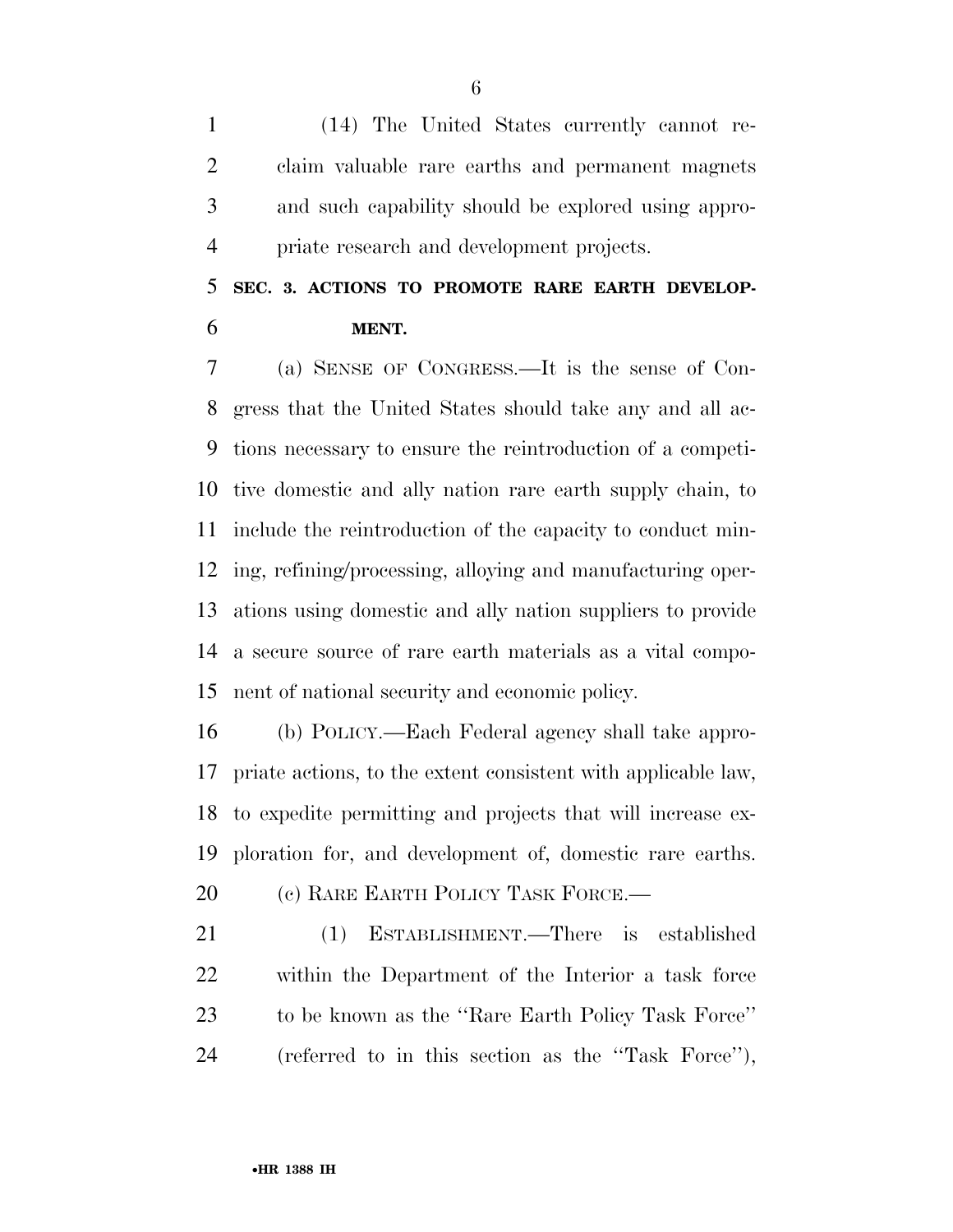(14) The United States currently cannot reclaim valuable rare earths and permanent magnets and such capability should be explored using appropriate research and development projects.

**SEC. 3. ACTIONS TO PROMOTE RARE EARTH DEVELOPMENT.**

(a) SENSE OF CONGRESS.—It is the sense of Congress that the United States should take any and all actions necessary to ensure the reintroduction of a competitive domestic and ally nation rare earth supply chain, to include the reintroduction of the capacity to conduct mining, refining/processing, alloying and manufacturing operations using domestic and ally nation suppliers to provide a secure source of rare earth materials as a vital component of national security and economic policy.

(b) POLICY.—Each Federal agency shall take appropriate actions, to the extent consistent with applicable law, to expedite permitting and projects that will increase exploration for, and development of, domestic rare earths.

(c) RARE EARTH POLICY TASK FORCE.—

(1) ESTABLISHMENT.—There is established within the Department of the Interior a task force to be known as the ''Rare Earth Policy Task Force'' (referred to in this section as the ''Task Force''),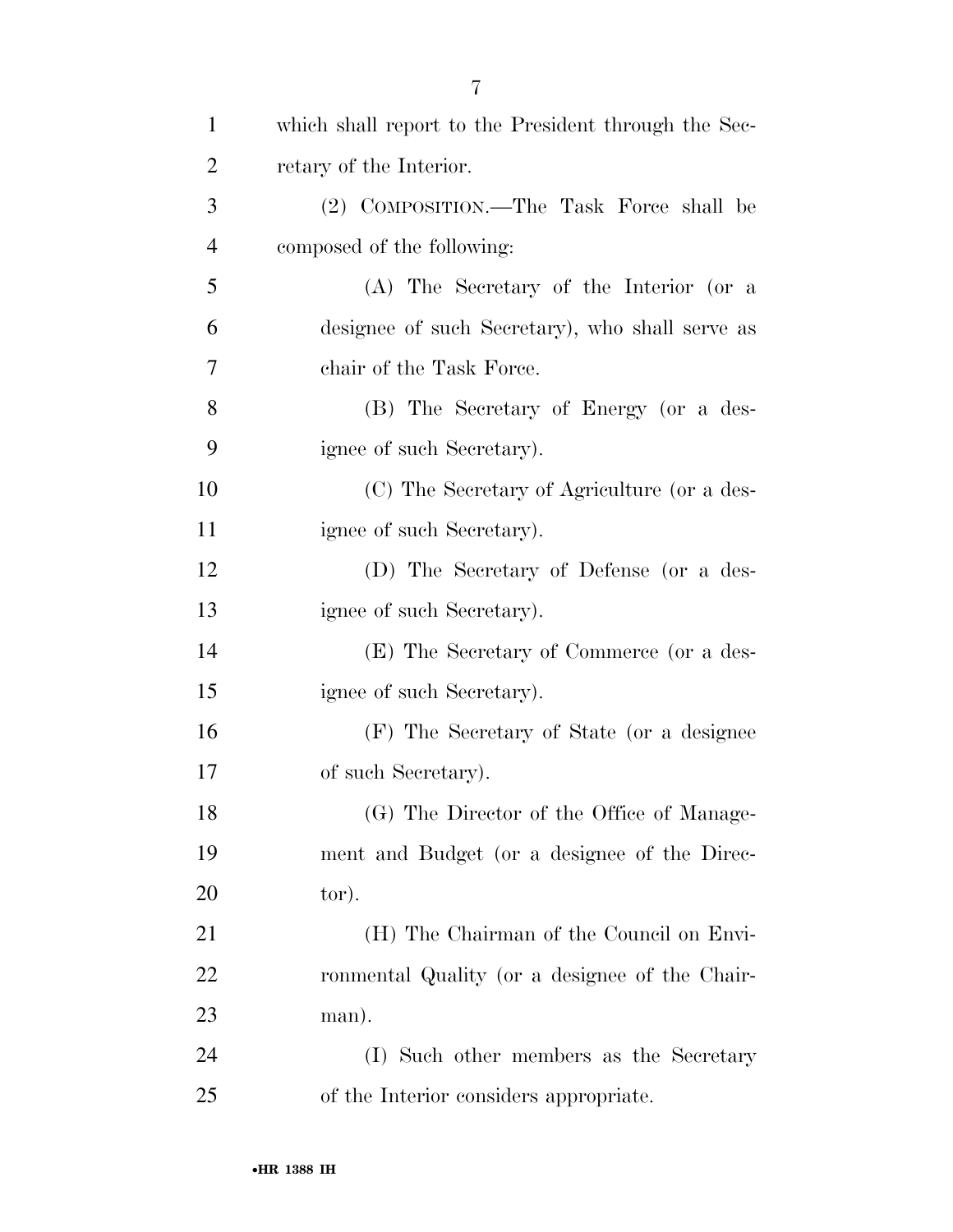which shall report to the President through the Secretary of the Interior.

(2) COMPOSITION.—The Task Force shall be composed of the following:

(A) The Secretary of the Interior (or a designee of such Secretary), who shall serve as chair of the Task Force.

(B) The Secretary of Energy (or a designee of such Secretary).

(C) The Secretary of Agriculture (or a designee of such Secretary).

(D) The Secretary of Defense (or a designee of such Secretary).

(E) The Secretary of Commerce (or a designee of such Secretary).

(F) The Secretary of State (or a designee of such Secretary).

(G) The Director of the Office of Management and Budget (or a designee of the Director).

(H) The Chairman of the Council on Environmental Quality (or a designee of the Chairman).

(I) Such other members as the Secretary of the Interior considers appropriate.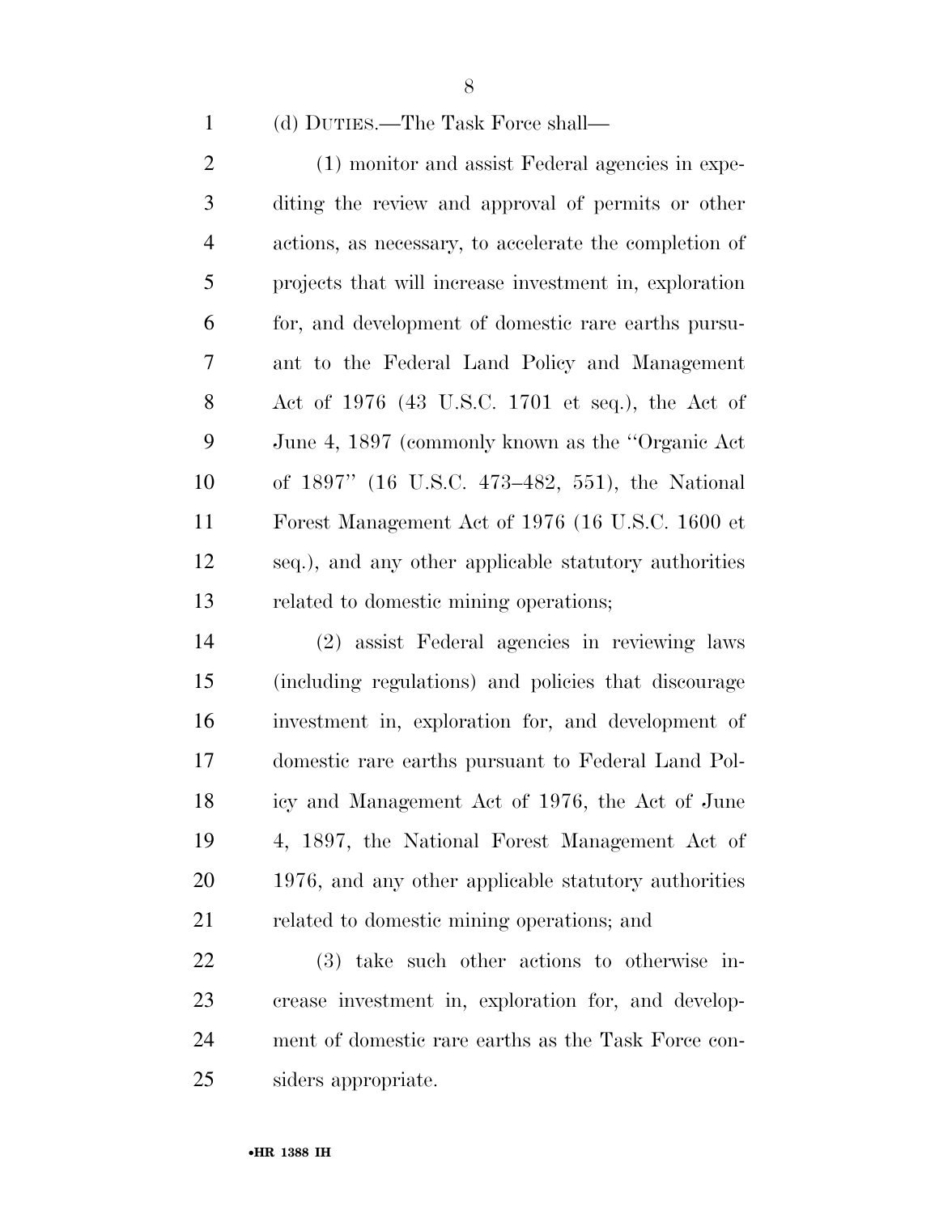(d) DUTIES.—The Task Force shall—

(1) monitor and assist Federal agencies in expediting the review and approval of permits or other actions, as necessary, to accelerate the completion of projects that will increase investment in, exploration for, and development of domestic rare earths pursuant to the Federal Land Policy and Management Act of 1976 (43 U.S.C. 1701 et seq.), the Act of June 4, 1897 (commonly known as the ''Organic Act of 1897'' (16 U.S.C. 473–482, 551), the National Forest Management Act of 1976 (16 U.S.C. 1600 et seq.), and any other applicable statutory authorities related to domestic mining operations;

(2) assist Federal agencies in reviewing laws (including regulations) and policies that discourage investment in, exploration for, and development of domestic rare earths pursuant to Federal Land Policy and Management Act of 1976, the Act of June 4, 1897, the National Forest Management Act of 1976, and any other applicable statutory authorities related to domestic mining operations; and

(3) take such other actions to otherwise increase investment in, exploration for, and development of domestic rare earths as the Task Force considers appropriate.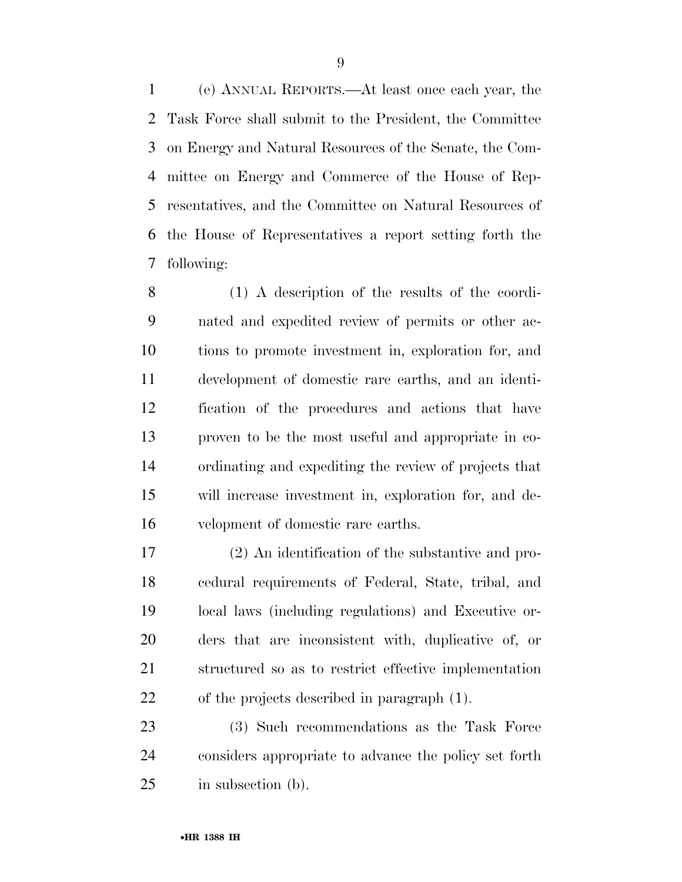(e) ANNUAL REPORTS.—At least once each year, the Task Force shall submit to the President, the Committee on Energy and Natural Resources of the Senate, the Committee on Energy and Commerce of the House of Representatives, and the Committee on Natural Resources of the House of Representatives a report setting forth the following:

(1) A description of the results of the coordinated and expedited review of permits or other actions to promote investment in, exploration for, and development of domestic rare earths, and an identification of the procedures and actions that have proven to be the most useful and appropriate in coordinating and expediting the review of projects that will increase investment in, exploration for, and development of domestic rare earths.

(2) An identification of the substantive and procedural requirements of Federal, State, tribal, and local laws (including regulations) and Executive orders that are inconsistent with, duplicative of, or structured so as to restrict effective implementation of the projects described in paragraph (1).

(3) Such recommendations as the Task Force considers appropriate to advance the policy set forth in subsection (b).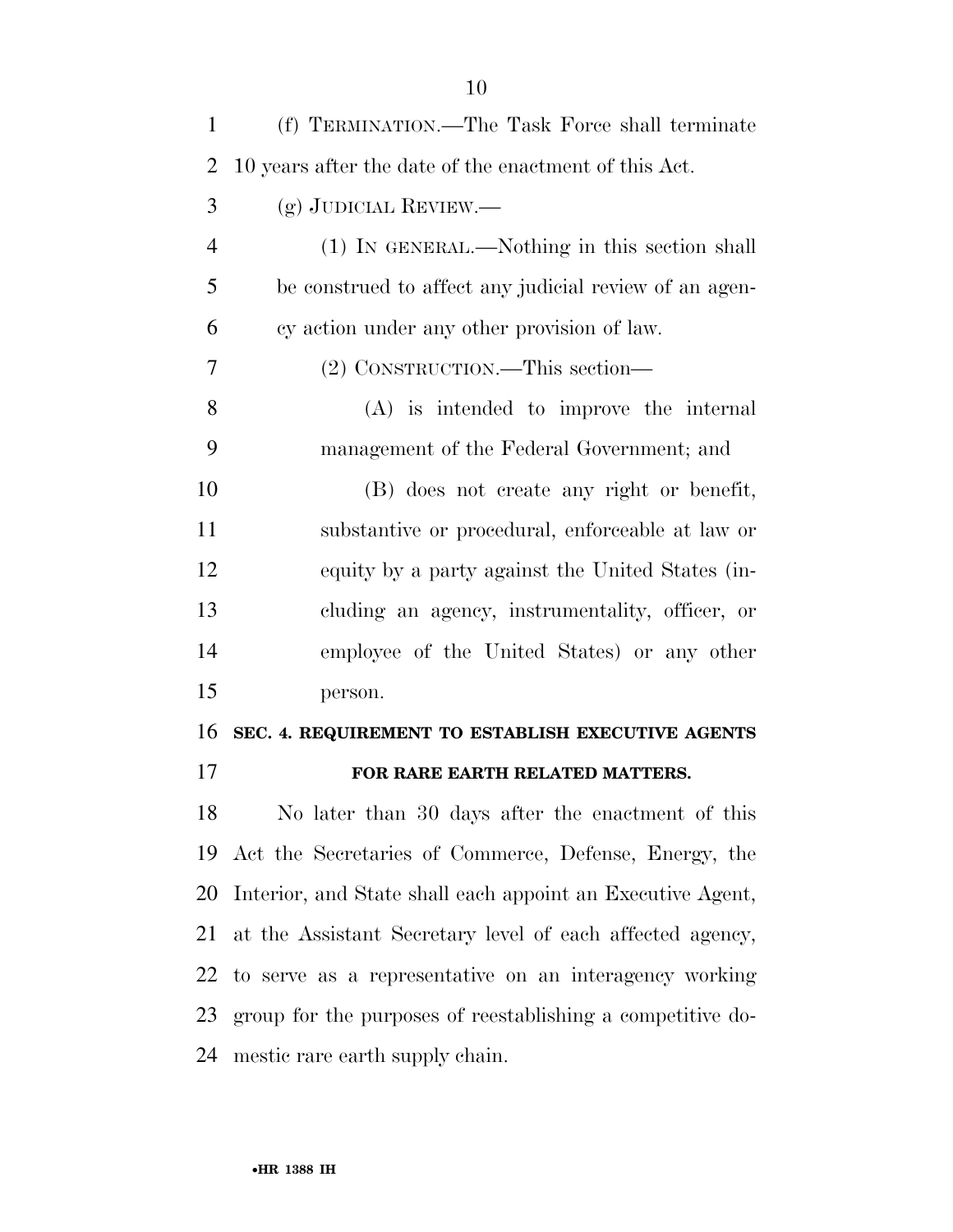(f) TERMINATION.—The Task Force shall terminate 10 years after the date of the enactment of this Act.

(g) JUDICIAL REVIEW.—

(1) IN GENERAL.—Nothing in this section shall be construed to affect any judicial review of an agency action under any other provision of law.

(2) CONSTRUCTION.—This section—

(A) is intended to improve the internal management of the Federal Government; and

(B) does not create any right or benefit, substantive or procedural, enforceable at law or equity by a party against the United States (including an agency, instrumentality, officer, or employee of the United States) or any other person.

**SEC. 4. REQUIREMENT TO ESTABLISH EXECUTIVE AGENTS FOR RARE EARTH RELATED MATTERS.**

No later than 30 days after the enactment of this Act the Secretaries of Commerce, Defense, Energy, the Interior, and State shall each appoint an Executive Agent, at the Assistant Secretary level of each affected agency, to serve as a representative on an interagency working group for the purposes of reestablishing a competitive domestic rare earth supply chain.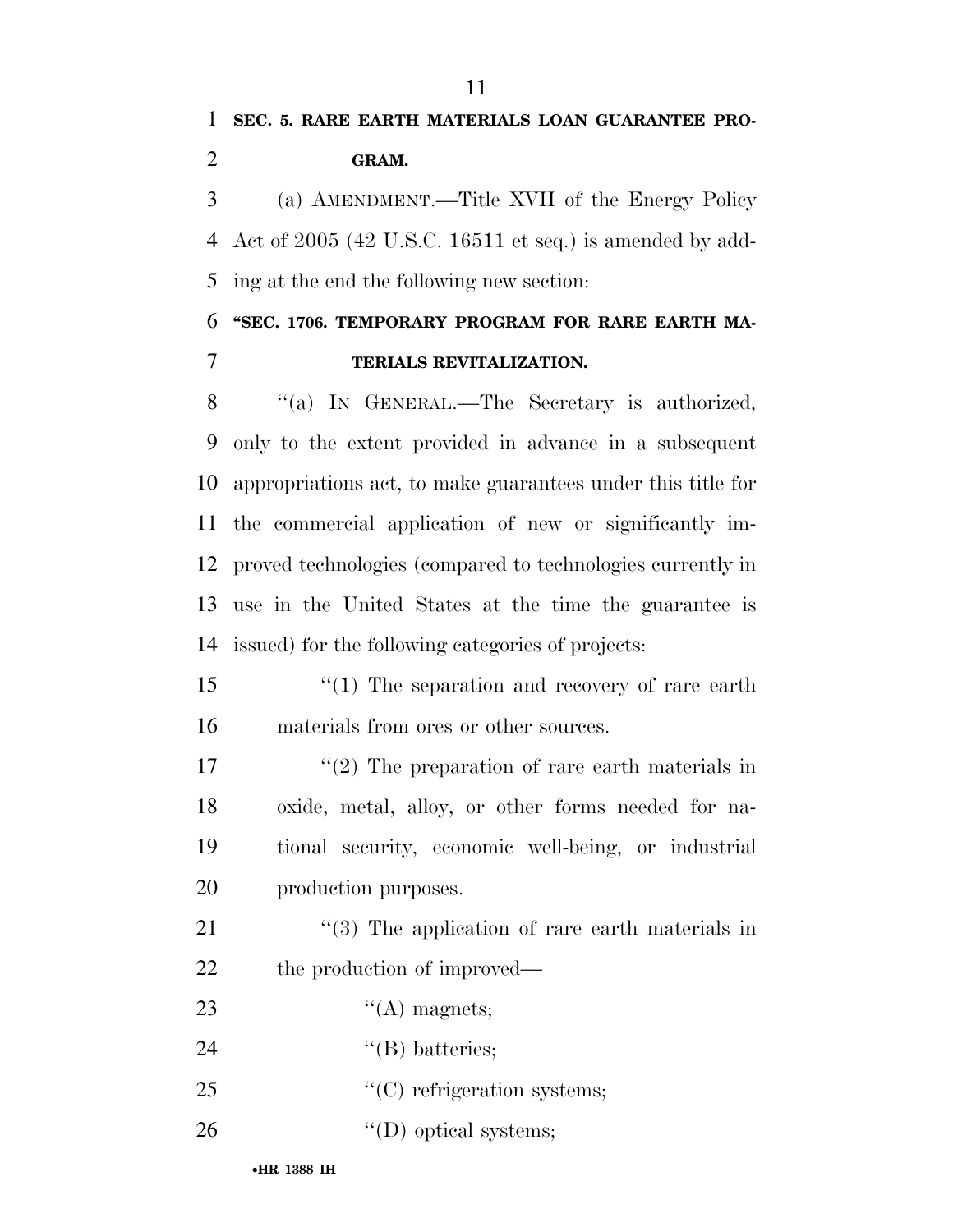**SEC. 5. RARE EARTH MATERIALS LOAN GUARANTEE PROGRAM.**

(a) AMENDMENT.—Title XVII of the Energy Policy Act of 2005 (42 U.S.C. 16511 et seq.) is amended by adding at the end the following new section:

**"SEC. 1706. TEMPORARY PROGRAM FOR RARE EARTH MATERIALS REVITALIZATION.**

"(a) IN GENERAL.—The Secretary is authorized, only to the extent provided in advance in a subsequent appropriations act, to make guarantees under this title for the commercial application of new or significantly improved technologies (compared to technologies currently in use in the United States at the time the guarantee is issued) for the following categories of projects:

"(1) The separation and recovery of rare earth materials from ores or other sources.

"(2) The preparation of rare earth materials in oxide, metal, alloy, or other forms needed for national security, economic well-being, or industrial production purposes.

"(3) The application of rare earth materials in the production of improved—

"(A) magnets;

"(B) batteries;

"(C) refrigeration systems;

"(D) optical systems;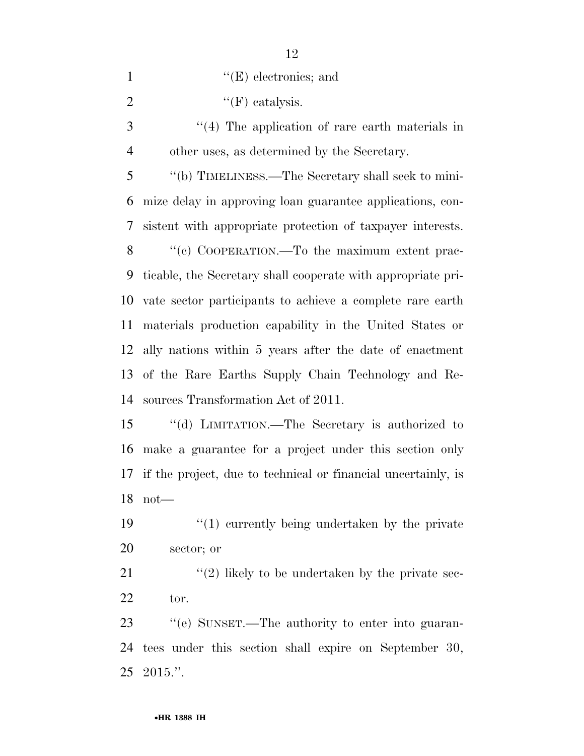''(E) electronics; and

''(F) catalysis.

''(4) The application of rare earth materials in other uses, as determined by the Secretary.

''(b) TIMELINESS.—The Secretary shall seek to minimize delay in approving loan guarantee applications, consistent with appropriate protection of taxpayer interests.

''(c) COOPERATION.—To the maximum extent practicable, the Secretary shall cooperate with appropriate private sector participants to achieve a complete rare earth materials production capability in the United States or ally nations within 5 years after the date of enactment of the Rare Earths Supply Chain Technology and Resources Transformation Act of 2011.

''(d) LIMITATION.—The Secretary is authorized to make a guarantee for a project under this section only if the project, due to technical or financial uncertainly, is not—

''(1) currently being undertaken by the private sector; or

''(2) likely to be undertaken by the private sector.

''(e) SUNSET.—The authority to enter into guarantees under this section shall expire on September 30, 2015.''.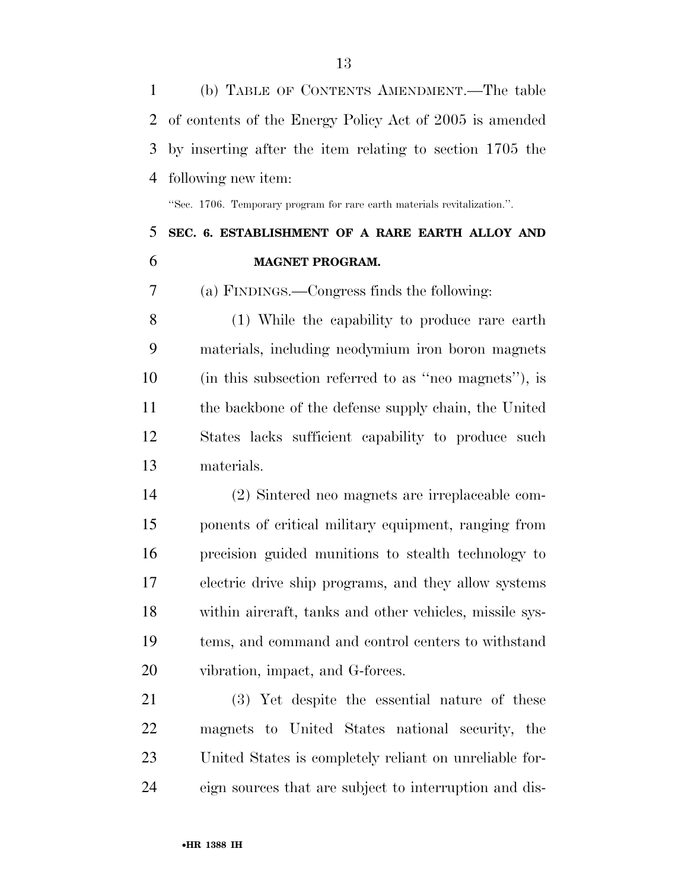(b) TABLE OF CONTENTS AMENDMENT.—The table of contents of the Energy Policy Act of 2005 is amended by inserting after the item relating to section 1705 the following new item:

"Sec. 1706. Temporary program for rare earth materials revitalization.".

## SEC. 6. ESTABLISHMENT OF A RARE EARTH ALLOY AND MAGNET PROGRAM.

(a) FINDINGS.—Congress finds the following:

(1) While the capability to produce rare earth materials, including neodymium iron boron magnets (in this subsection referred to as "neo magnets"), is the backbone of the defense supply chain, the United States lacks sufficient capability to produce such materials.

(2) Sintered neo magnets are irreplaceable components of critical military equipment, ranging from precision guided munitions to stealth technology to electric drive ship programs, and they allow systems within aircraft, tanks and other vehicles, missile systems, and command and control centers to withstand vibration, impact, and G-forces.

(3) Yet despite the essential nature of these magnets to United States national security, the United States is completely reliant on unreliable foreign sources that are subject to interruption and dis-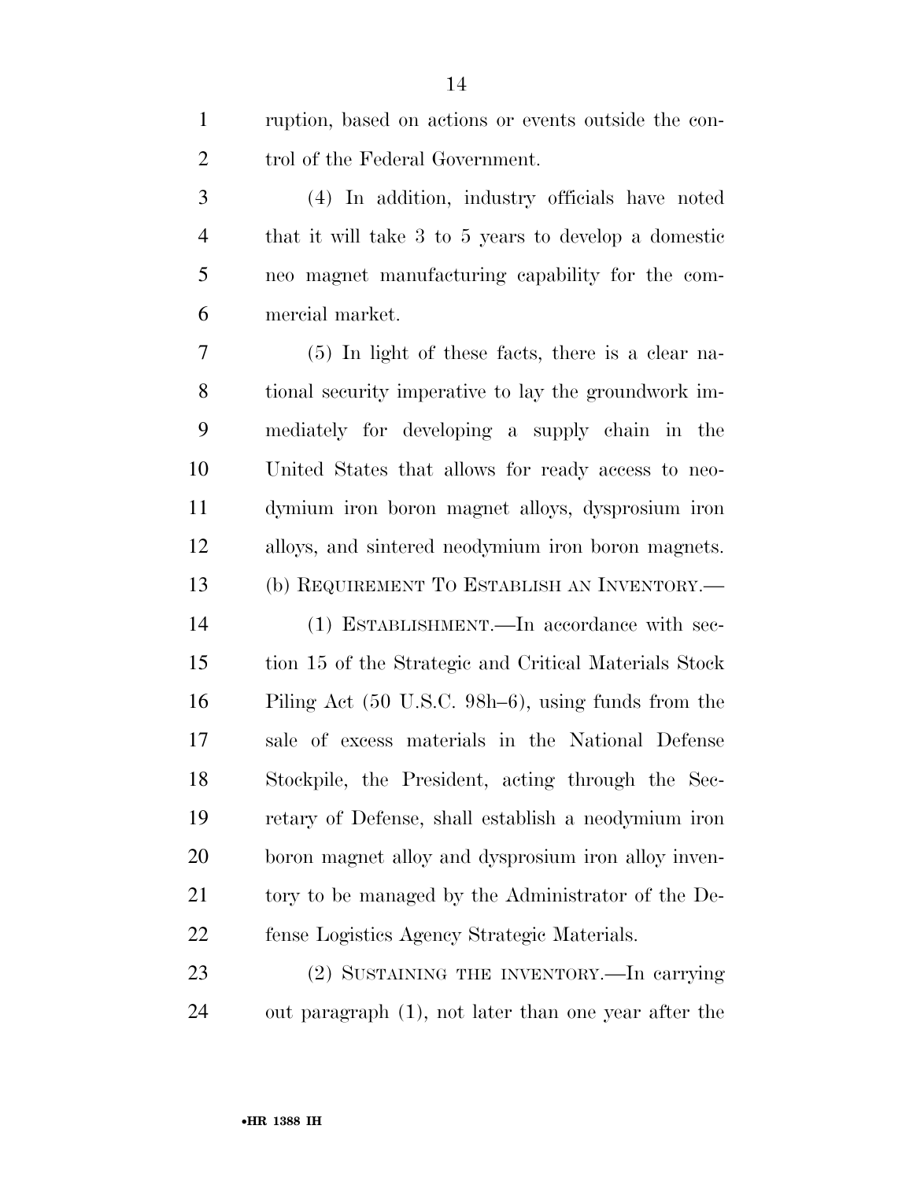ruption, based on actions or events outside the control of the Federal Government.

(4) In addition, industry officials have noted that it will take 3 to 5 years to develop a domestic neo magnet manufacturing capability for the commercial market.

(5) In light of these facts, there is a clear national security imperative to lay the groundwork immediately for developing a supply chain in the United States that allows for ready access to neodymium iron boron magnet alloys, dysprosium iron alloys, and sintered neodymium iron boron magnets.

(b) REQUIREMENT TO ESTABLISH AN INVENTORY.—

(1) ESTABLISHMENT.—In accordance with section 15 of the Strategic and Critical Materials Stock Piling Act (50 U.S.C. 98h–6), using funds from the sale of excess materials in the National Defense Stockpile, the President, acting through the Secretary of Defense, shall establish a neodymium iron boron magnet alloy and dysprosium iron alloy inventory to be managed by the Administrator of the Defense Logistics Agency Strategic Materials.

(2) SUSTAINING THE INVENTORY.—In carrying out paragraph (1), not later than one year after the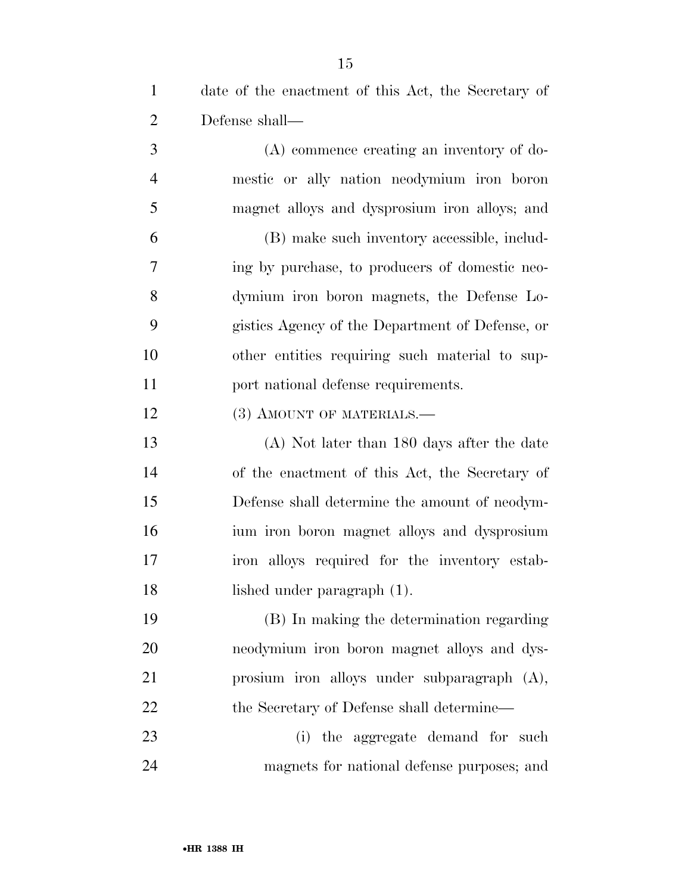date of the enactment of this Act, the Secretary of Defense shall—

(A) commence creating an inventory of domestic or ally nation neodymium iron boron magnet alloys and dysprosium iron alloys; and

(B) make such inventory accessible, including by purchase, to producers of domestic neodymium iron boron magnets, the Defense Logistics Agency of the Department of Defense, or other entities requiring such material to support national defense requirements.

(3) AMOUNT OF MATERIALS.—

(A) Not later than 180 days after the date of the enactment of this Act, the Secretary of Defense shall determine the amount of neodymium iron boron magnet alloys and dysprosium iron alloys required for the inventory established under paragraph (1).

(B) In making the determination regarding neodymium iron boron magnet alloys and dysprosium iron alloys under subparagraph (A), the Secretary of Defense shall determine—

(i) the aggregate demand for such magnets for national defense purposes; and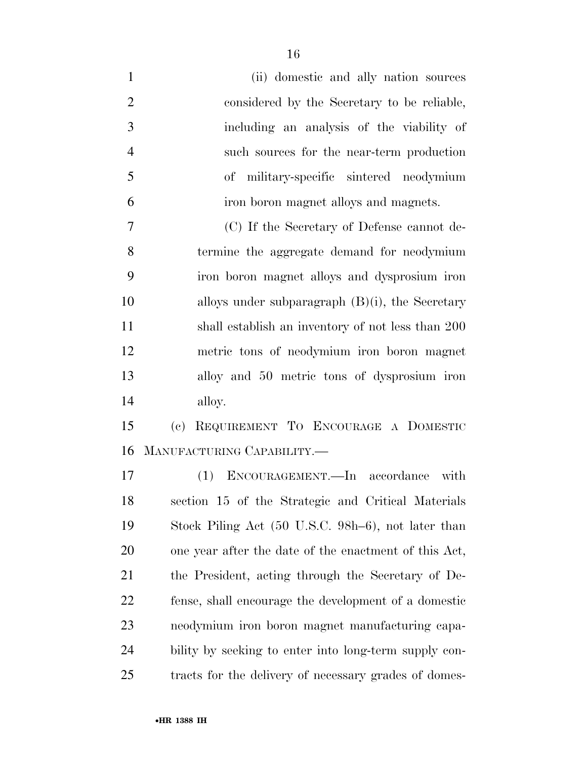(ii) domestic and ally nation sources considered by the Secretary to be reliable, including an analysis of the viability of such sources for the near-term production of military-specific sintered neodymium iron boron magnet alloys and magnets.

(C) If the Secretary of Defense cannot determine the aggregate demand for neodymium iron boron magnet alloys and dysprosium iron alloys under subparagraph (B)(i), the Secretary shall establish an inventory of not less than 200 metric tons of neodymium iron boron magnet alloy and 50 metric tons of dysprosium iron alloy.

(c) REQUIREMENT TO ENCOURAGE A DOMESTIC MANUFACTURING CAPABILITY.—

(1) ENCOURAGEMENT.—In accordance with section 15 of the Strategic and Critical Materials Stock Piling Act (50 U.S.C. 98h–6), not later than one year after the date of the enactment of this Act, the President, acting through the Secretary of Defense, shall encourage the development of a domestic neodymium iron boron magnet manufacturing capability by seeking to enter into long-term supply contracts for the delivery of necessary grades of domes-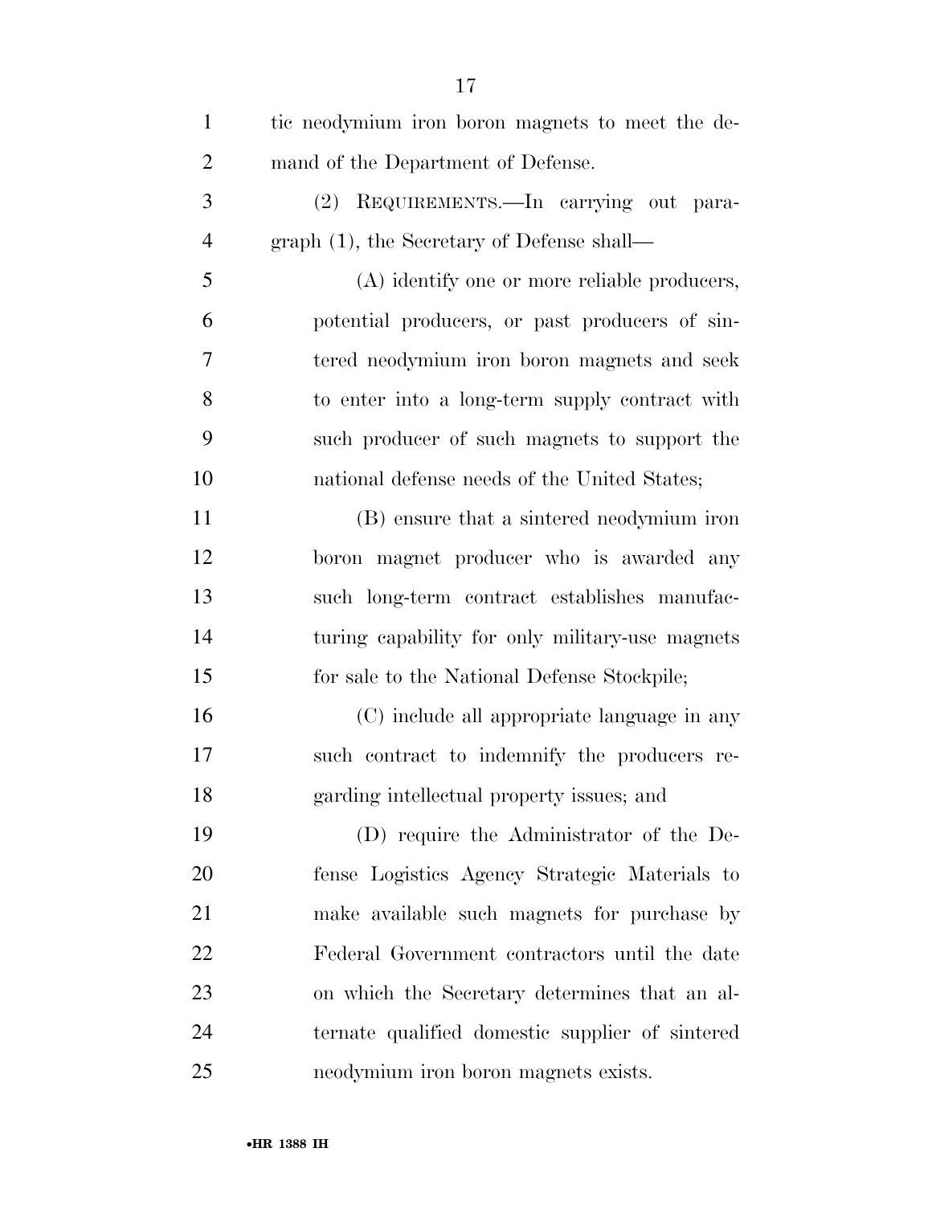tic neodymium iron boron magnets to meet the demand of the Department of Defense.

(2) REQUIREMENTS.—In carrying out paragraph (1), the Secretary of Defense shall—

(A) identify one or more reliable producers, potential producers, or past producers of sintered neodymium iron boron magnets and seek to enter into a long-term supply contract with such producer of such magnets to support the national defense needs of the United States;

(B) ensure that a sintered neodymium iron boron magnet producer who is awarded any such long-term contract establishes manufacturing capability for only military-use magnets for sale to the National Defense Stockpile;

(C) include all appropriate language in any such contract to indemnify the producers regarding intellectual property issues; and

(D) require the Administrator of the Defense Logistics Agency Strategic Materials to make available such magnets for purchase by Federal Government contractors until the date on which the Secretary determines that an alternate qualified domestic supplier of sintered neodymium iron boron magnets exists.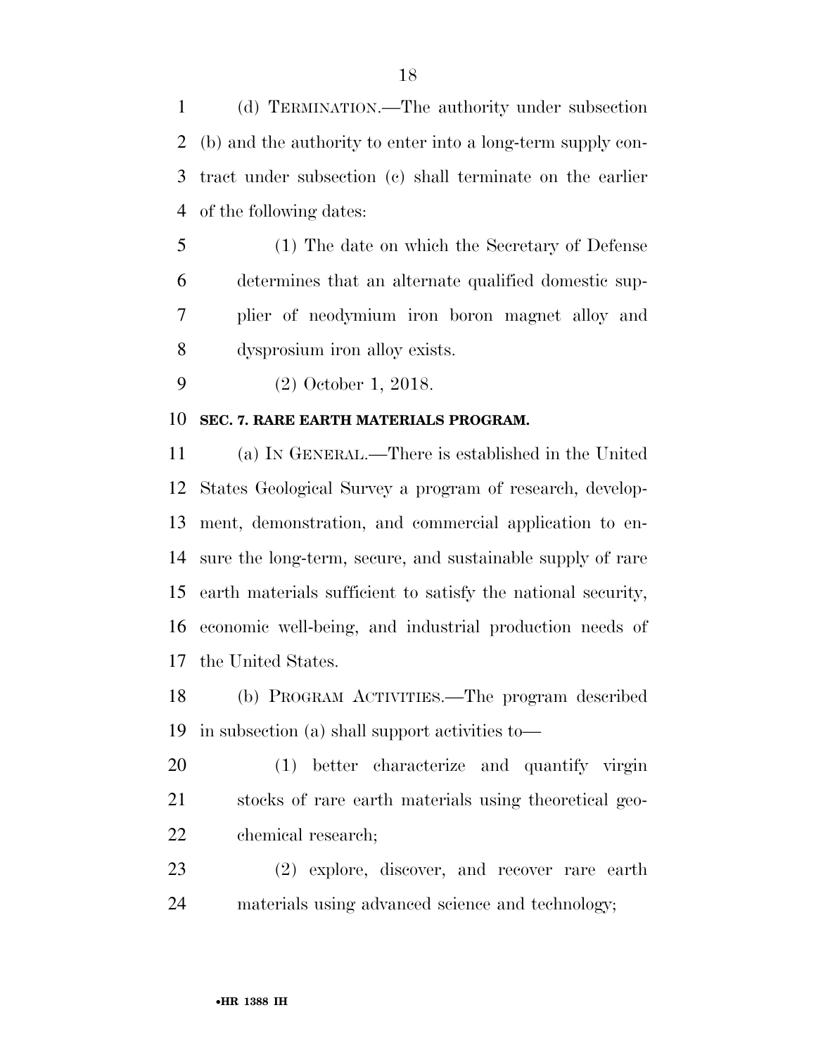(d) TERMINATION.—The authority under subsection (b) and the authority to enter into a long-term supply contract under subsection (c) shall terminate on the earlier of the following dates:

(1) The date on which the Secretary of Defense determines that an alternate qualified domestic supplier of neodymium iron boron magnet alloy and dysprosium iron alloy exists.

(2) October 1, 2018.

**SEC. 7. RARE EARTH MATERIALS PROGRAM.**

(a) IN GENERAL.—There is established in the United States Geological Survey a program of research, development, demonstration, and commercial application to ensure the long-term, secure, and sustainable supply of rare earth materials sufficient to satisfy the national security, economic well-being, and industrial production needs of the United States.

(b) PROGRAM ACTIVITIES.—The program described in subsection (a) shall support activities to—

(1) better characterize and quantify virgin stocks of rare earth materials using theoretical geochemical research;

(2) explore, discover, and recover rare earth materials using advanced science and technology;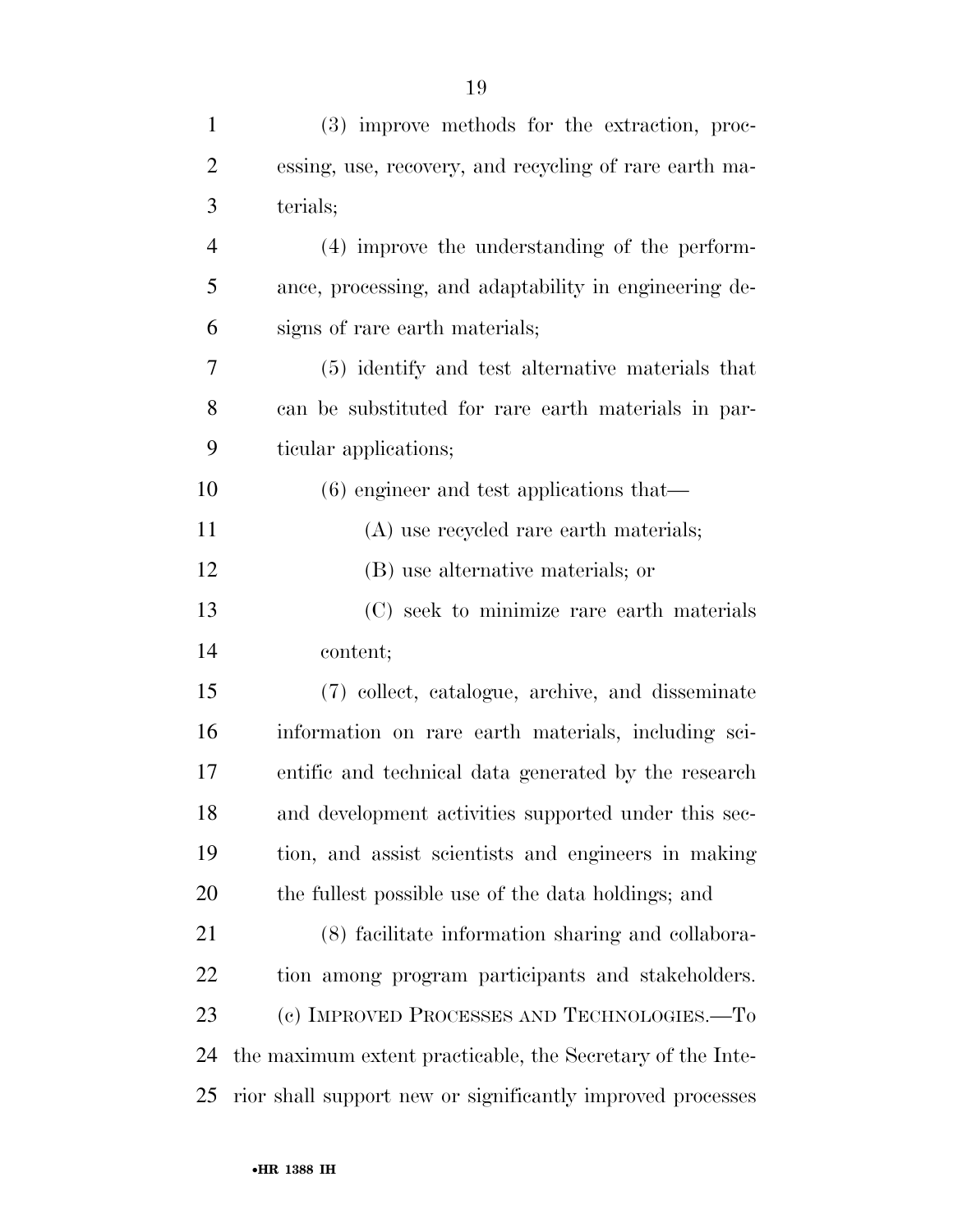(3) improve methods for the extraction, processing, use, recovery, and recycling of rare earth materials;

(4) improve the understanding of the performance, processing, and adaptability in engineering designs of rare earth materials;

(5) identify and test alternative materials that can be substituted for rare earth materials in particular applications;

(6) engineer and test applications that—

(A) use recycled rare earth materials;

(B) use alternative materials; or

(C) seek to minimize rare earth materials content;

(7) collect, catalogue, archive, and disseminate information on rare earth materials, including scientific and technical data generated by the research and development activities supported under this section, and assist scientists and engineers in making the fullest possible use of the data holdings; and

(8) facilitate information sharing and collaboration among program participants and stakeholders.

(c) IMPROVED PROCESSES AND TECHNOLOGIES.—To the maximum extent practicable, the Secretary of the Interior shall support new or significantly improved processes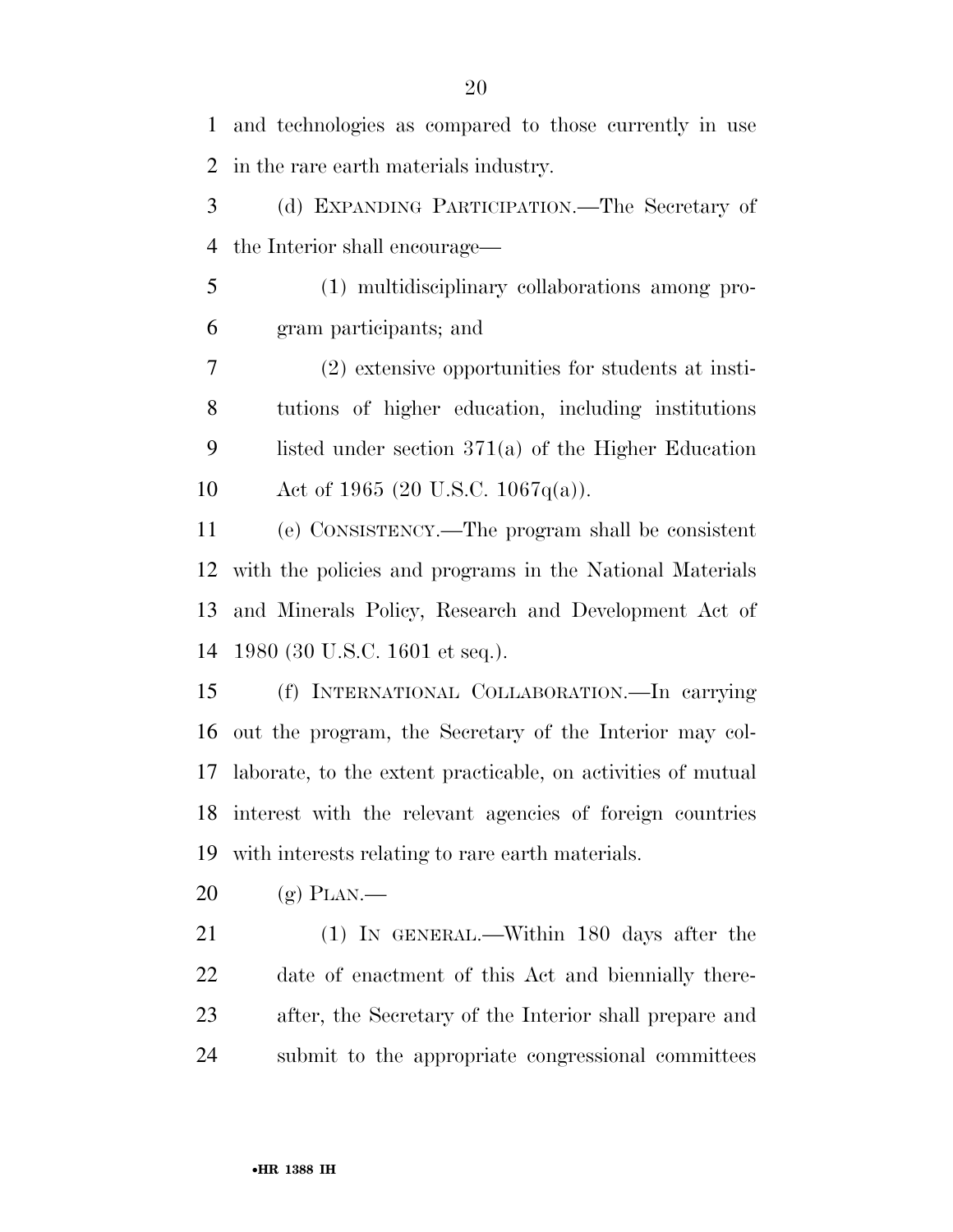and technologies as compared to those currently in use in the rare earth materials industry.

(d) EXPANDING PARTICIPATION.—The Secretary of the Interior shall encourage—

(1) multidisciplinary collaborations among program participants; and

(2) extensive opportunities for students at institutions of higher education, including institutions listed under section 371(a) of the Higher Education Act of 1965 (20 U.S.C. 1067q(a)).

(e) CONSISTENCY.—The program shall be consistent with the policies and programs in the National Materials and Minerals Policy, Research and Development Act of 1980 (30 U.S.C. 1601 et seq.).

(f) INTERNATIONAL COLLABORATION.—In carrying out the program, the Secretary of the Interior may collaborate, to the extent practicable, on activities of mutual interest with the relevant agencies of foreign countries with interests relating to rare earth materials.

(g) PLAN.—

(1) IN GENERAL.—Within 180 days after the date of enactment of this Act and biennially thereafter, the Secretary of the Interior shall prepare and submit to the appropriate congressional committees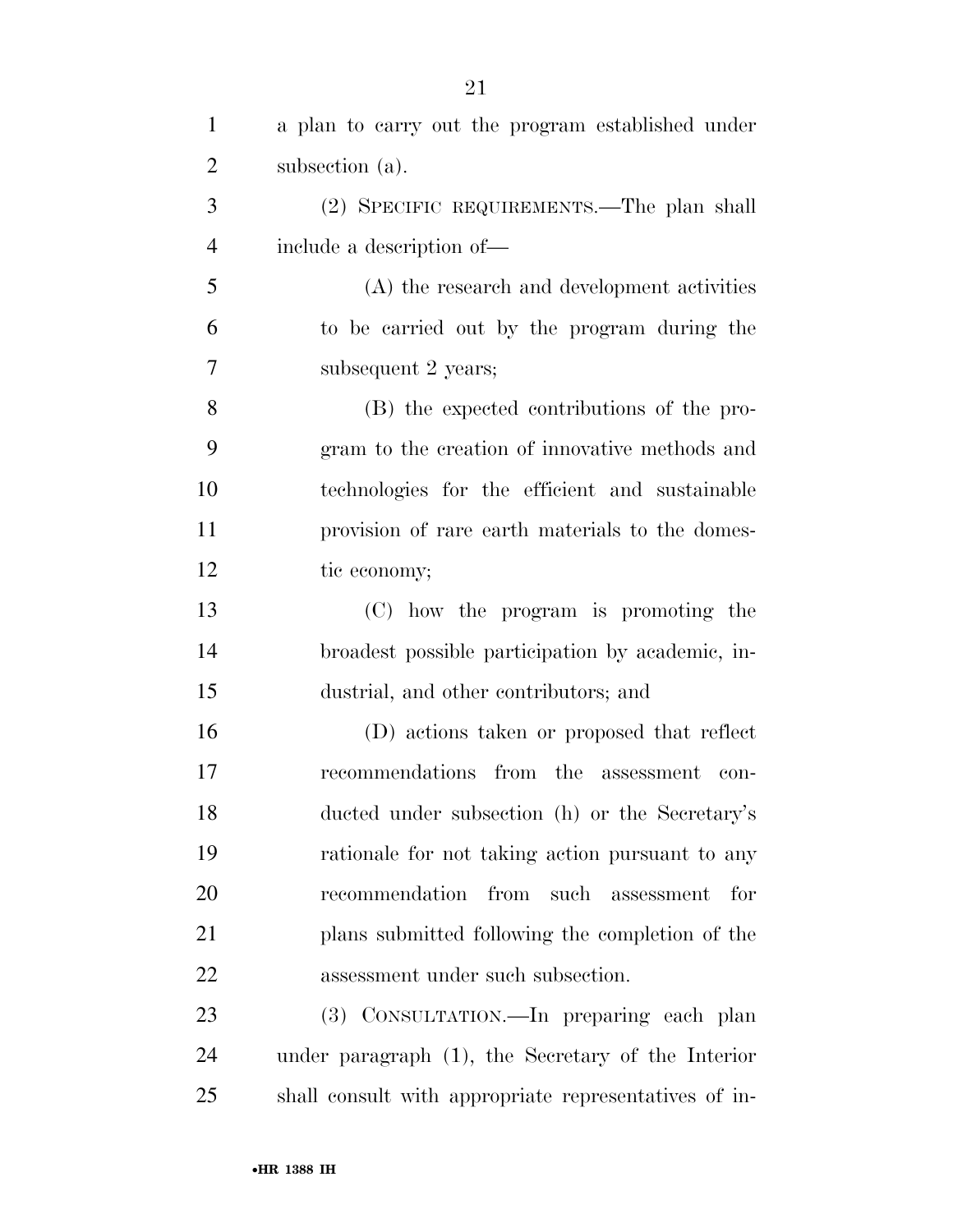a plan to carry out the program established under subsection (a).

(2) SPECIFIC REQUIREMENTS.—The plan shall include a description of—

(A) the research and development activities to be carried out by the program during the subsequent 2 years;

(B) the expected contributions of the program to the creation of innovative methods and technologies for the efficient and sustainable provision of rare earth materials to the domestic economy;

(C) how the program is promoting the broadest possible participation by academic, industrial, and other contributors; and

(D) actions taken or proposed that reflect recommendations from the assessment conducted under subsection (h) or the Secretary's rationale for not taking action pursuant to any recommendation from such assessment for plans submitted following the completion of the assessment under such subsection.

(3) CONSULTATION.—In preparing each plan under paragraph (1), the Secretary of the Interior shall consult with appropriate representatives of in-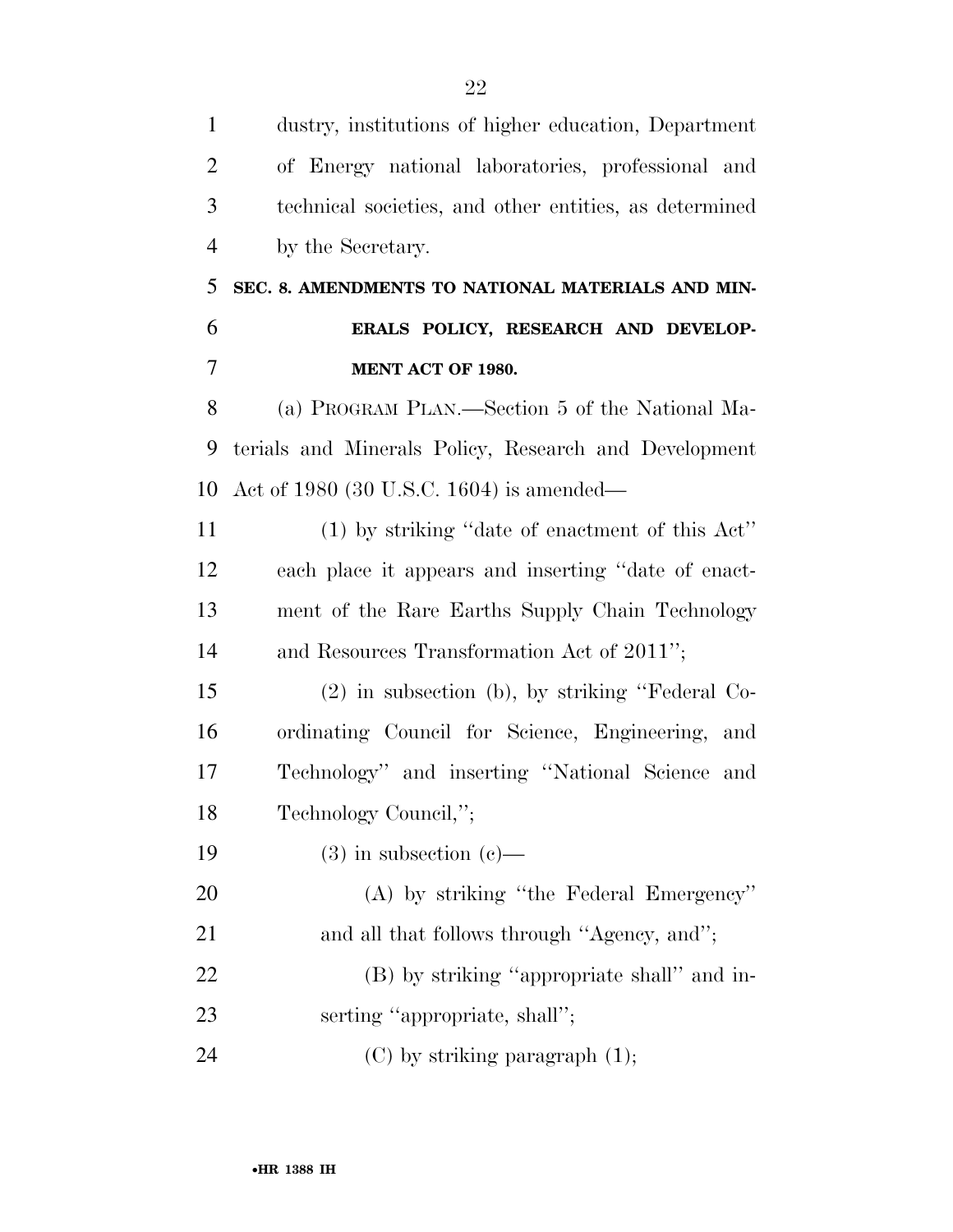dustry, institutions of higher education, Department of Energy national laboratories, professional and technical societies, and other entities, as determined by the Secretary.

**SEC. 8. AMENDMENTS TO NATIONAL MATERIALS AND MINERALS POLICY, RESEARCH AND DEVELOPMENT ACT OF 1980.**

(a) PROGRAM PLAN.—Section 5 of the National Materials and Minerals Policy, Research and Development Act of 1980 (30 U.S.C. 1604) is amended—

(1) by striking ''date of enactment of this Act'' each place it appears and inserting ''date of enactment of the Rare Earths Supply Chain Technology and Resources Transformation Act of 2011'';

(2) in subsection (b), by striking ''Federal Coordinating Council for Science, Engineering, and Technology'' and inserting ''National Science and Technology Council,'';

(3) in subsection (c)—

(A) by striking ''the Federal Emergency'' and all that follows through ''Agency, and'';

(B) by striking ''appropriate shall'' and inserting ''appropriate, shall'';

(C) by striking paragraph (1);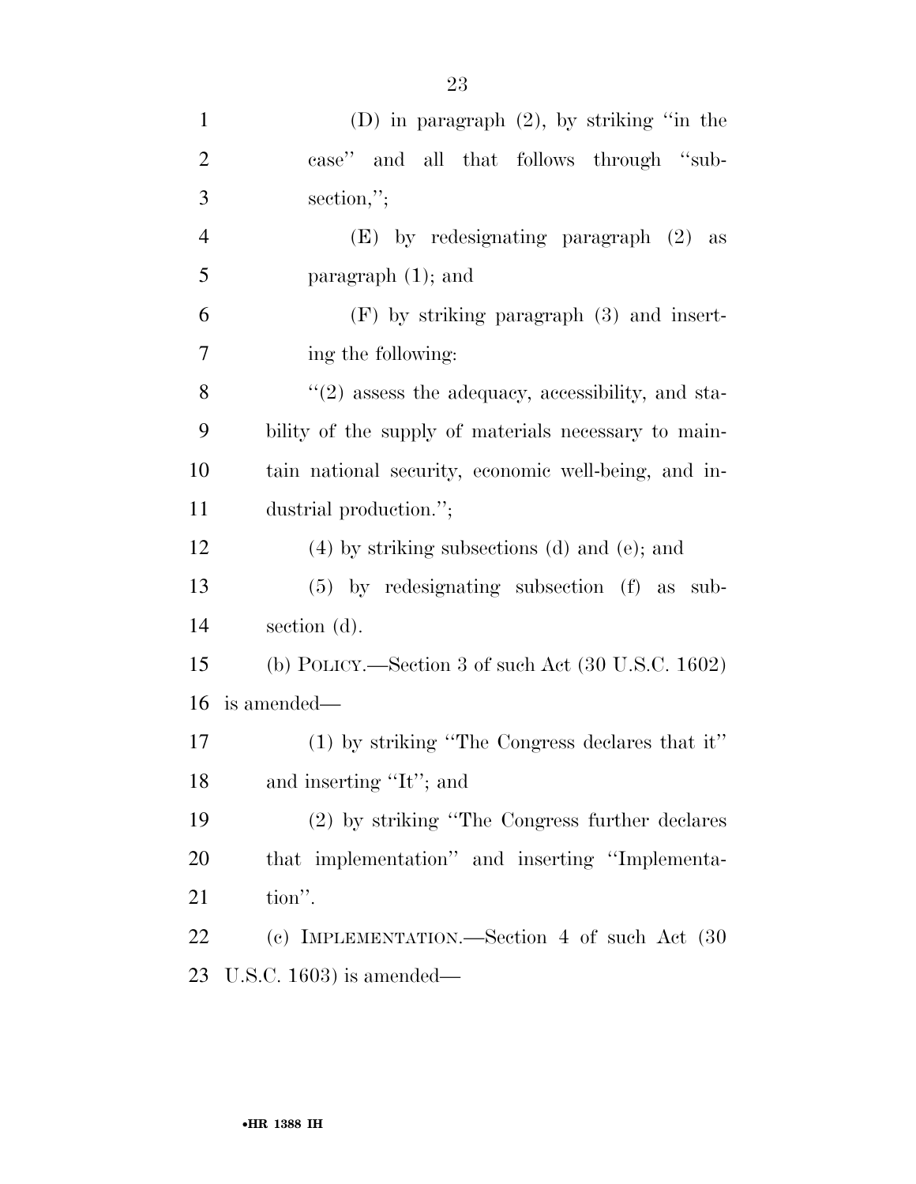(D) in paragraph (2), by striking ''in the case'' and all that follows through ''subsection,'';

(E) by redesignating paragraph (2) as paragraph (1); and

(F) by striking paragraph (3) and inserting the following:

''(2) assess the adequacy, accessibility, and stability of the supply of materials necessary to maintain national security, economic well-being, and industrial production.'';

(4) by striking subsections (d) and (e); and

(5) by redesignating subsection (f) as subsection (d).

(b) POLICY.—Section 3 of such Act (30 U.S.C. 1602) is amended—

(1) by striking ''The Congress declares that it'' and inserting ''It''; and

(2) by striking ''The Congress further declares that implementation'' and inserting ''Implementation''.

(c) IMPLEMENTATION.—Section 4 of such Act (30 U.S.C. 1603) is amended—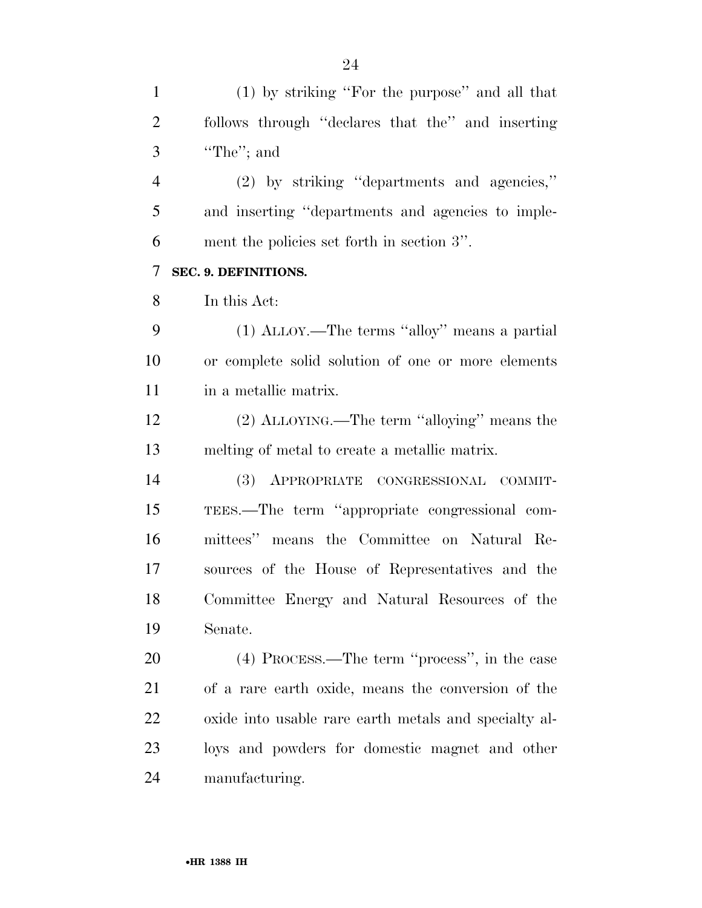(1) by striking "For the purpose" and all that follows through "declares that the" and inserting "The"; and

(2) by striking "departments and agencies," and inserting "departments and agencies to implement the policies set forth in section 3".

**SEC. 9. DEFINITIONS.**

In this Act:

(1) ALLOY.—The terms "alloy" means a partial or complete solid solution of one or more elements in a metallic matrix.

(2) ALLOYING.—The term "alloying" means the melting of metal to create a metallic matrix.

(3) APPROPRIATE CONGRESSIONAL COMMITTEES.—The term "appropriate congressional committees" means the Committee on Natural Resources of the House of Representatives and the Committee Energy and Natural Resources of the Senate.

(4) PROCESS.—The term "process", in the case of a rare earth oxide, means the conversion of the oxide into usable rare earth metals and specialty alloys and powders for domestic magnet and other manufacturing.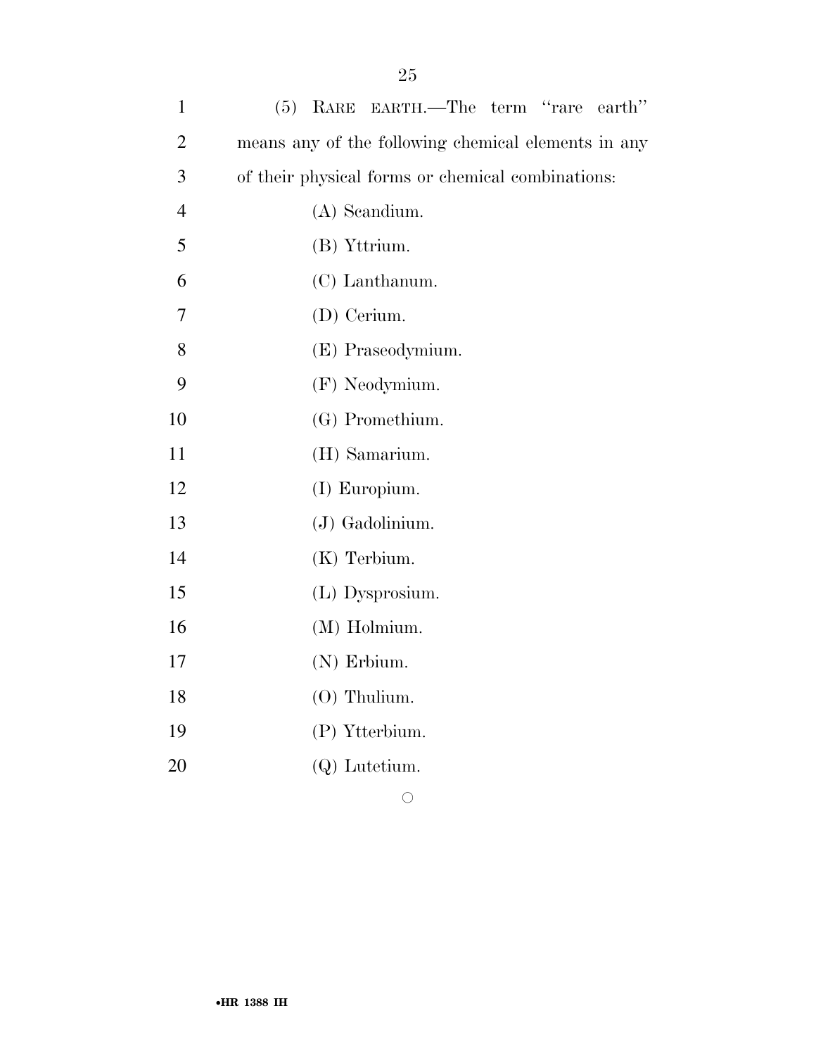(5) RARE EARTH.—The term ''rare earth'' means any of the following chemical elements in any of their physical forms or chemical combinations:

(A) Scandium.

(B) Yttrium.

(C) Lanthanum.

(D) Cerium.

(E) Praseodymium.

(F) Neodymium.

(G) Promethium.

(H) Samarium.

(I) Europium.

(J) Gadolinium.

(K) Terbium.

(L) Dysprosium.

(M) Holmium.

(N) Erbium.

(O) Thulium.

(P) Ytterbium.

(Q) Lutetium.